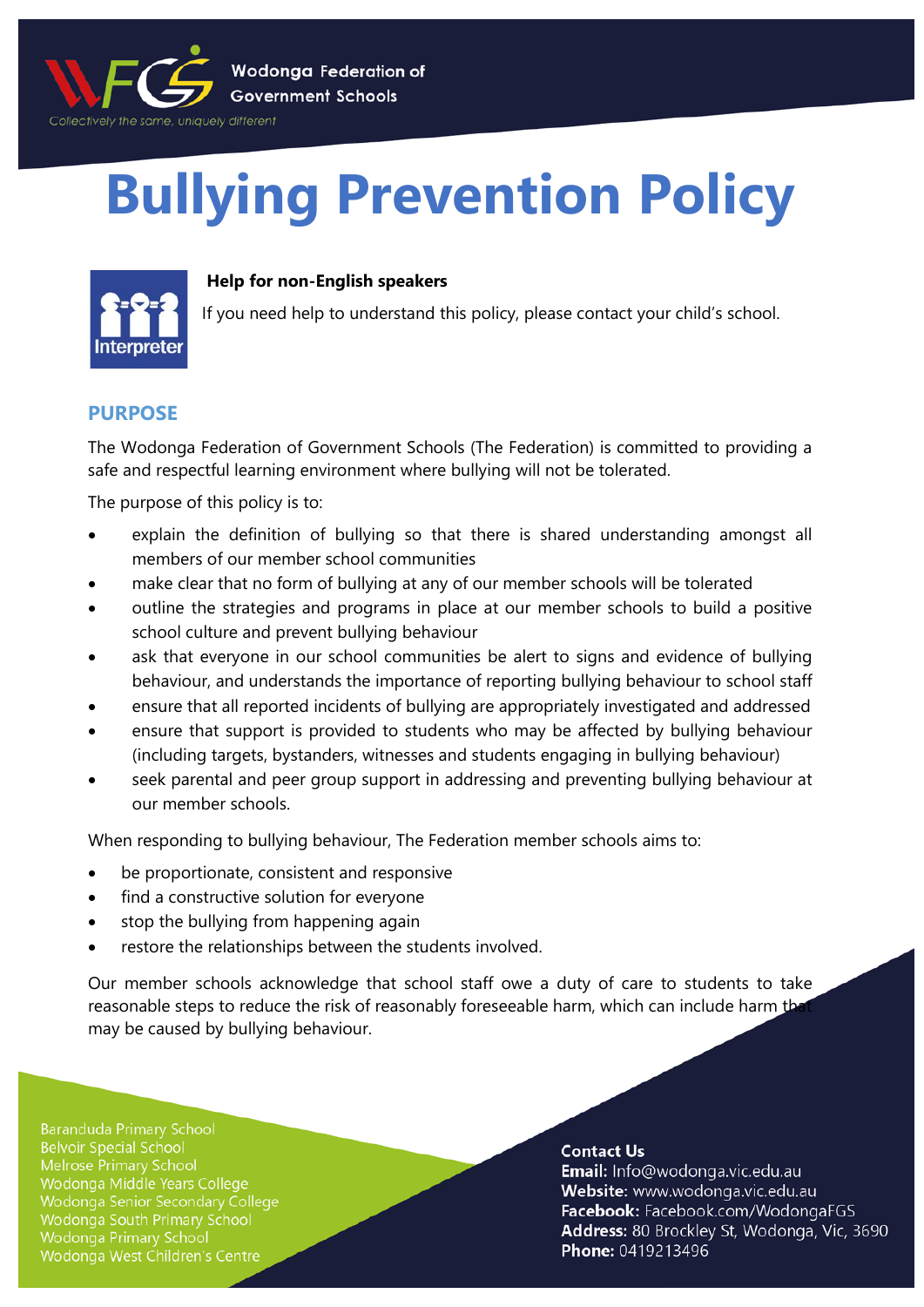Wodonga Federation of Government Schools

*Collectively the same, uniquely different*

# Bullying Prevention Policy

**Help for non-English speakers**

If you need help to understand this policy, please contact your child's school.

## PURPOSE

The Wodonga Federation of Government Schools (The Federation) is committed to providing a safe and respectful learning environment where bullying will not be tolerated.

The purpose of this policy is to:

- explain the definition of bullying so that there is shared understanding amongst all members of our member school communities
- make clear that no form of bullying at any of our member schools will be tolerated
- outline the strategies and programs in place at our member schools to build a positive school culture and prevent bullying behaviour
- ask that everyone in our school communities be alert to signs and evidence of bullying behaviour, and understands the importance of reporting bullying behaviour to school staff
- ensure that all reported incidents of bullying are appropriately investigated and addressed
- ensure that support is provided to students who may be affected by bullying behaviour (including targets, bystanders, witnesses and students engaging in bullying behaviour)
- seek parental and peer group support in addressing and preventing bullying behaviour at our member schools.

When responding to bullying behaviour, The Federation member schools aims to:

- be proportionate, consistent and responsive
- find a constructive solution for everyone
- stop the bullying from happening again
- restore the relationships between the students involved.

Our member schools acknowledge that school staff owe a duty of care to students to take reasonable steps to reduce the risk of reasonably foreseeable harm, which can include harm that may be caused by bullying behaviour.

Baranduda Primary School
Belvoir Special School
Melrose Primary School
Wodonga Middle Years College
Wodonga Senior Secondary College
Wodonga South Primary School
Wodonga Primary School
Wodonga West Children's Centre

**Contact Us**
**Email:** Info@wodonga.vic.edu.au
**Website:** www.wodonga.vic.edu.au
**Facebook:** Facebook.com/WodongaFGS
**Address:** 80 Brockley St, Wodonga, Vic, 3690
**Phone:** 0419213496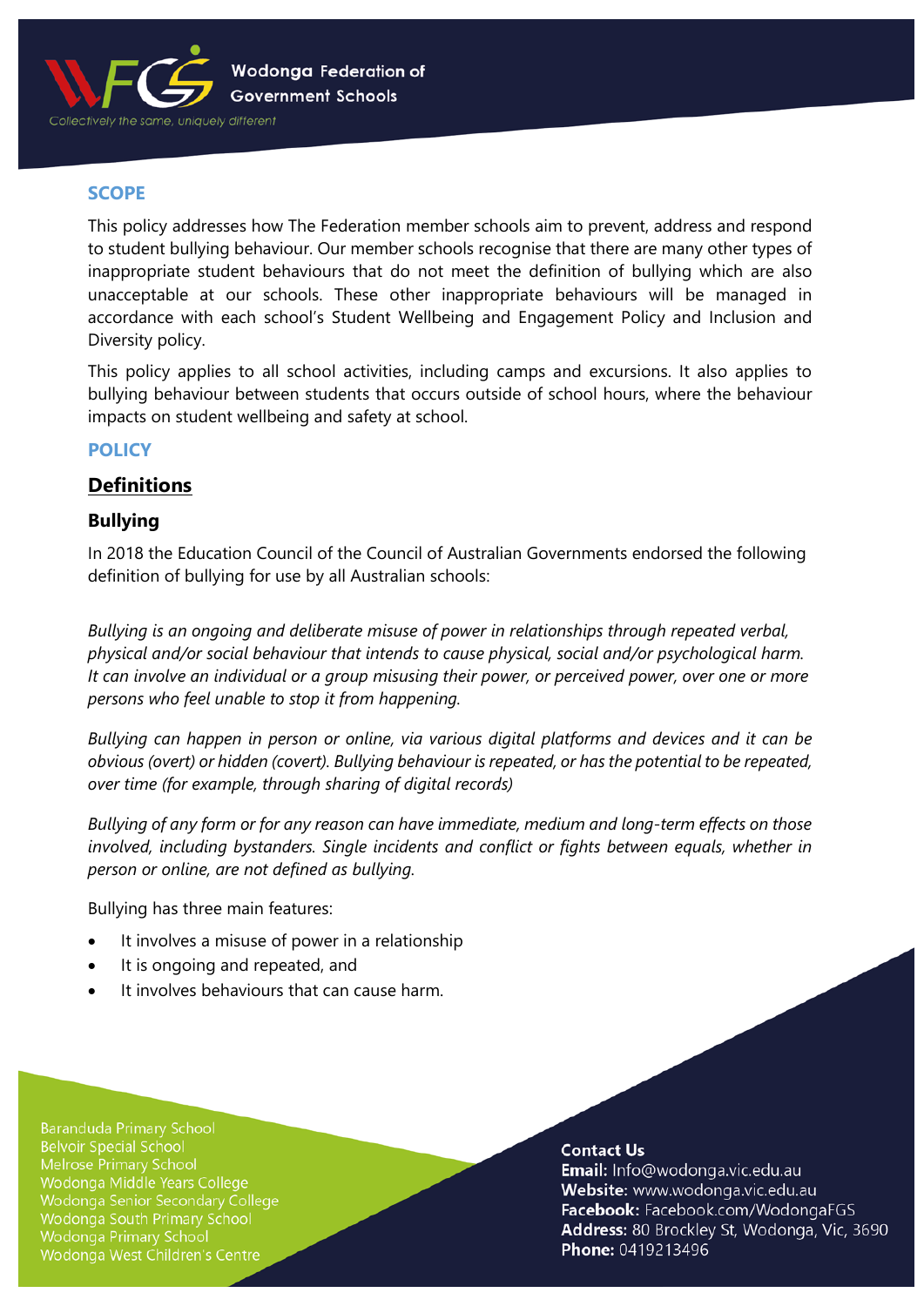## SCOPE

This policy addresses how The Federation member schools aim to prevent, address and respond to student bullying behaviour. Our member schools recognise that there are many other types of inappropriate student behaviours that do not meet the definition of bullying which are also unacceptable at our schools. These other inappropriate behaviours will be managed in accordance with each school's Student Wellbeing and Engagement Policy and Inclusion and Diversity policy.

This policy applies to all school activities, including camps and excursions. It also applies to bullying behaviour between students that occurs outside of school hours, where the behaviour impacts on student wellbeing and safety at school.

## POLICY

### Definitions

#### Bullying

In 2018 the Education Council of the Council of Australian Governments endorsed the following definition of bullying for use by all Australian schools:

*Bullying is an ongoing and deliberate misuse of power in relationships through repeated verbal, physical and/or social behaviour that intends to cause physical, social and/or psychological harm. It can involve an individual or a group misusing their power, or perceived power, over one or more persons who feel unable to stop it from happening.*

*Bullying can happen in person or online, via various digital platforms and devices and it can be obvious (overt) or hidden (covert). Bullying behaviour is repeated, or has the potential to be repeated, over time (for example, through sharing of digital records)*

*Bullying of any form or for any reason can have immediate, medium and long-term effects on those involved, including bystanders. Single incidents and conflict or fights between equals, whether in person or online, are not defined as bullying.*

Bullying has three main features:

- It involves a misuse of power in a relationship
- It is ongoing and repeated, and
- It involves behaviours that can cause harm.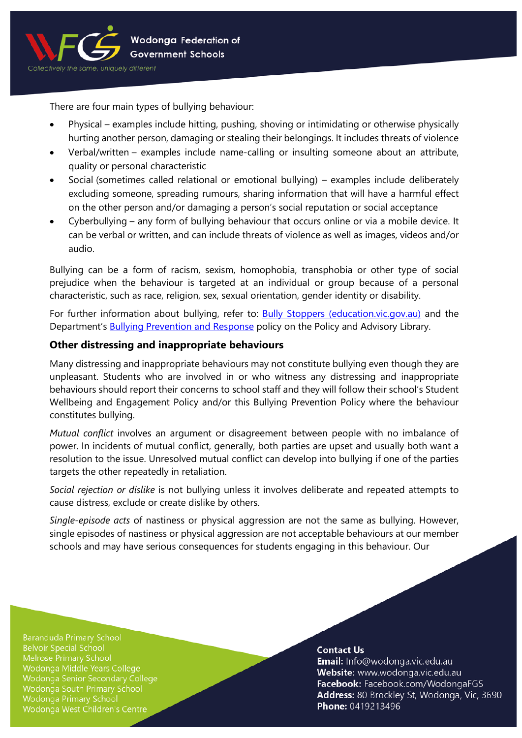There are four main types of bullying behaviour:

- Physical – examples include hitting, pushing, shoving or intimidating or otherwise physically hurting another person, damaging or stealing their belongings. It includes threats of violence
- Verbal/written – examples include name-calling or insulting someone about an attribute, quality or personal characteristic
- Social (sometimes called relational or emotional bullying) – examples include deliberately excluding someone, spreading rumours, sharing information that will have a harmful effect on the other person and/or damaging a person's social reputation or social acceptance
- Cyberbullying – any form of bullying behaviour that occurs online or via a mobile device. It can be verbal or written, and can include threats of violence as well as images, videos and/or audio.

Bullying can be a form of racism, sexism, homophobia, transphobia or other type of social prejudice when the behaviour is targeted at an individual or group because of a personal characteristic, such as race, religion, sex, sexual orientation, gender identity or disability.

For further information about bullying, refer to: [Bully Stoppers (education.vic.gov.au)](education.vic.gov.au) and the Department's [Bullying Prevention and Response]() policy on the Policy and Advisory Library.

### Other distressing and inappropriate behaviours

Many distressing and inappropriate behaviours may not constitute bullying even though they are unpleasant. Students who are involved in or who witness any distressing and inappropriate behaviours should report their concerns to school staff and they will follow their school's Student Wellbeing and Engagement Policy and/or this Bullying Prevention Policy where the behaviour constitutes bullying.

*Mutual conflict* involves an argument or disagreement between people with no imbalance of power. In incidents of mutual conflict, generally, both parties are upset and usually both want a resolution to the issue. Unresolved mutual conflict can develop into bullying if one of the parties targets the other repeatedly in retaliation.

*Social rejection or dislike* is not bullying unless it involves deliberate and repeated attempts to cause distress, exclude or create dislike by others.

*Single-episode acts* of nastiness or physical aggression are not the same as bullying. However, single episodes of nastiness or physical aggression are not acceptable behaviours at our member schools and may have serious consequences for students engaging in this behaviour. Our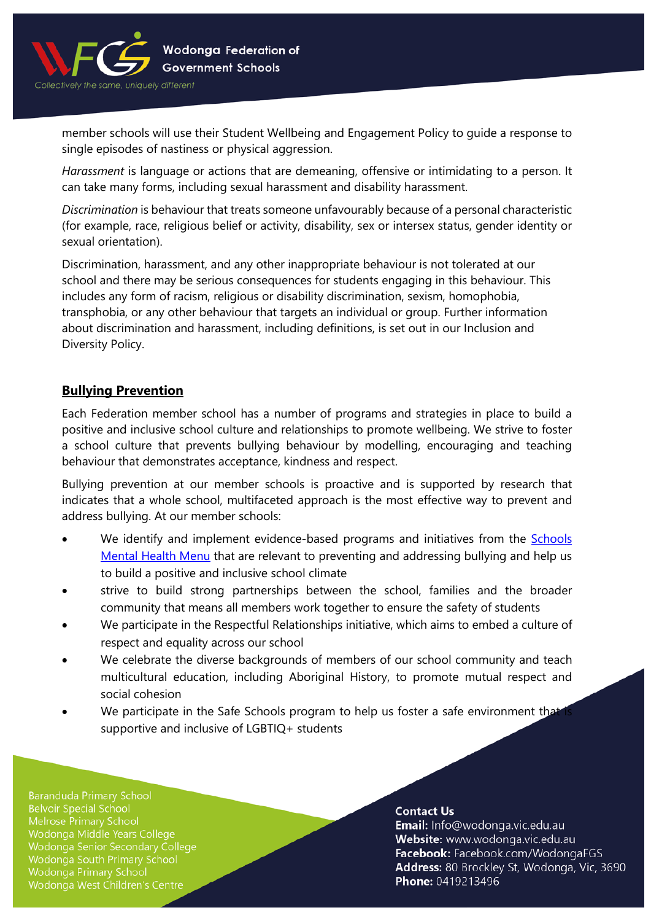member schools will use their Student Wellbeing and Engagement Policy to guide a response to single episodes of nastiness or physical aggression.

*Harassment* is language or actions that are demeaning, offensive or intimidating to a person. It can take many forms, including sexual harassment and disability harassment.

*Discrimination* is behaviour that treats someone unfavourably because of a personal characteristic (for example, race, religious belief or activity, disability, sex or intersex status, gender identity or sexual orientation).

Discrimination, harassment, and any other inappropriate behaviour is not tolerated at our school and there may be serious consequences for students engaging in this behaviour. This includes any form of racism, religious or disability discrimination, sexism, homophobia, transphobia, or any other behaviour that targets an individual or group. Further information about discrimination and harassment, including definitions, is set out in our Inclusion and Diversity Policy.

## Bullying Prevention

Each Federation member school has a number of programs and strategies in place to build a positive and inclusive school culture and relationships to promote wellbeing. We strive to foster a school culture that prevents bullying behaviour by modelling, encouraging and teaching behaviour that demonstrates acceptance, kindness and respect.

Bullying prevention at our member schools is proactive and is supported by research that indicates that a whole school, multifaceted approach is the most effective way to prevent and address bullying. At our member schools:

- We identify and implement evidence-based programs and initiatives from the Schools Mental Health Menu that are relevant to preventing and addressing bullying and help us to build a positive and inclusive school climate
- strive to build strong partnerships between the school, families and the broader community that means all members work together to ensure the safety of students
- We participate in the Respectful Relationships initiative, which aims to embed a culture of respect and equality across our school
- We celebrate the diverse backgrounds of members of our school community and teach multicultural education, including Aboriginal History, to promote mutual respect and social cohesion
- We participate in the Safe Schools program to help us foster a safe environment that is supportive and inclusive of LGBTIQ+ students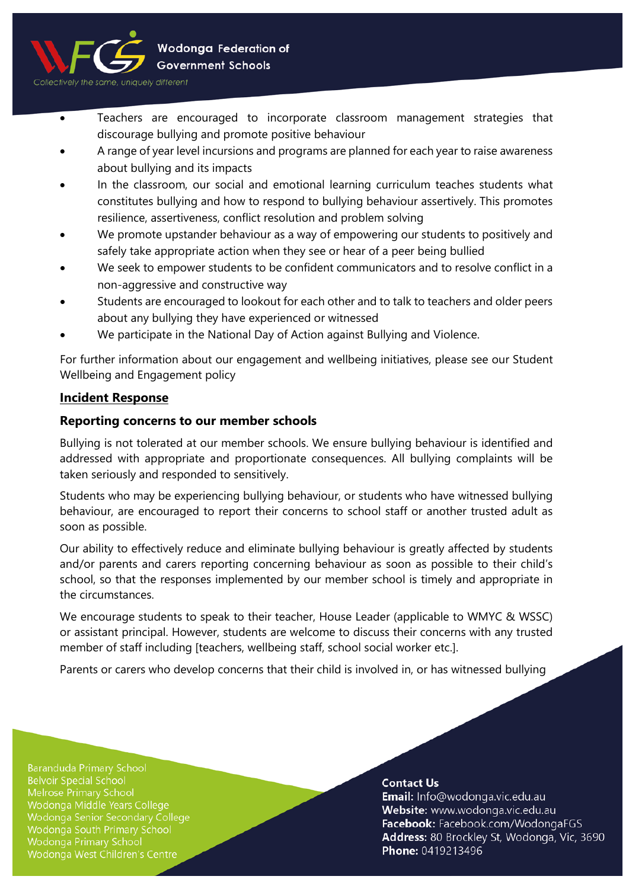- Teachers are encouraged to incorporate classroom management strategies that discourage bullying and promote positive behaviour
- A range of year level incursions and programs are planned for each year to raise awareness about bullying and its impacts
- In the classroom, our social and emotional learning curriculum teaches students what constitutes bullying and how to respond to bullying behaviour assertively. This promotes resilience, assertiveness, conflict resolution and problem solving
- We promote upstander behaviour as a way of empowering our students to positively and safely take appropriate action when they see or hear of a peer being bullied
- We seek to empower students to be confident communicators and to resolve conflict in a non-aggressive and constructive way
- Students are encouraged to lookout for each other and to talk to teachers and older peers about any bullying they have experienced or witnessed
- We participate in the National Day of Action against Bullying and Violence.

For further information about our engagement and wellbeing initiatives, please see our Student Wellbeing and Engagement policy

## Incident Response

### Reporting concerns to our member schools

Bullying is not tolerated at our member schools. We ensure bullying behaviour is identified and addressed with appropriate and proportionate consequences. All bullying complaints will be taken seriously and responded to sensitively.

Students who may be experiencing bullying behaviour, or students who have witnessed bullying behaviour, are encouraged to report their concerns to school staff or another trusted adult as soon as possible.

Our ability to effectively reduce and eliminate bullying behaviour is greatly affected by students and/or parents and carers reporting concerning behaviour as soon as possible to their child's school, so that the responses implemented by our member school is timely and appropriate in the circumstances.

We encourage students to speak to their teacher, House Leader (applicable to WMYC & WSSC) or assistant principal. However, students are welcome to discuss their concerns with any trusted member of staff including [teachers, wellbeing staff, school social worker etc.].

Parents or carers who develop concerns that their child is involved in, or has witnessed bullying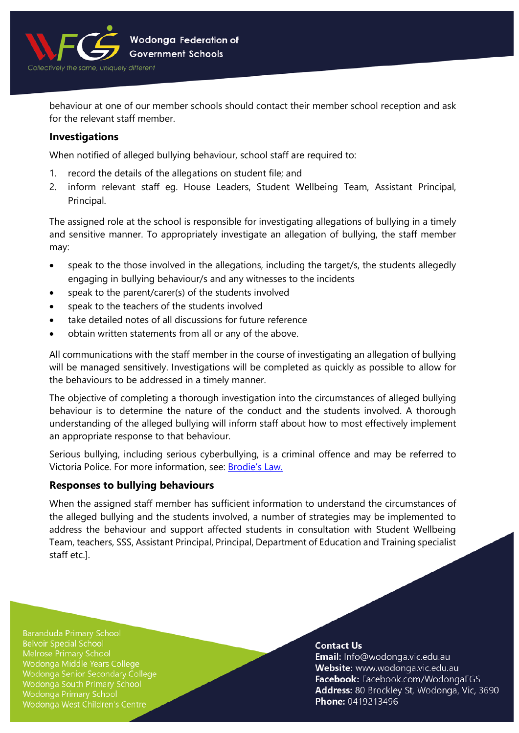behaviour at one of our member schools should contact their member school reception and ask for the relevant staff member.

### Investigations

When notified of alleged bullying behaviour, school staff are required to:

1. record the details of the allegations on student file; and
2. inform relevant staff eg. House Leaders, Student Wellbeing Team, Assistant Principal, Principal.

The assigned role at the school is responsible for investigating allegations of bullying in a timely and sensitive manner. To appropriately investigate an allegation of bullying, the staff member may:

- speak to the those involved in the allegations, including the target/s, the students allegedly engaging in bullying behaviour/s and any witnesses to the incidents
- speak to the parent/carer(s) of the students involved
- speak to the teachers of the students involved
- take detailed notes of all discussions for future reference
- obtain written statements from all or any of the above.

All communications with the staff member in the course of investigating an allegation of bullying will be managed sensitively. Investigations will be completed as quickly as possible to allow for the behaviours to be addressed in a timely manner.

The objective of completing a thorough investigation into the circumstances of alleged bullying behaviour is to determine the nature of the conduct and the students involved. A thorough understanding of the alleged bullying will inform staff about how to most effectively implement an appropriate response to that behaviour.

Serious bullying, including serious cyberbullying, is a criminal offence and may be referred to Victoria Police. For more information, see: [Brodie's Law.]

### Responses to bullying behaviours

When the assigned staff member has sufficient information to understand the circumstances of the alleged bullying and the students involved, a number of strategies may be implemented to address the behaviour and support affected students in consultation with Student Wellbeing Team, teachers, SSS, Assistant Principal, Principal, Department of Education and Training specialist staff etc.].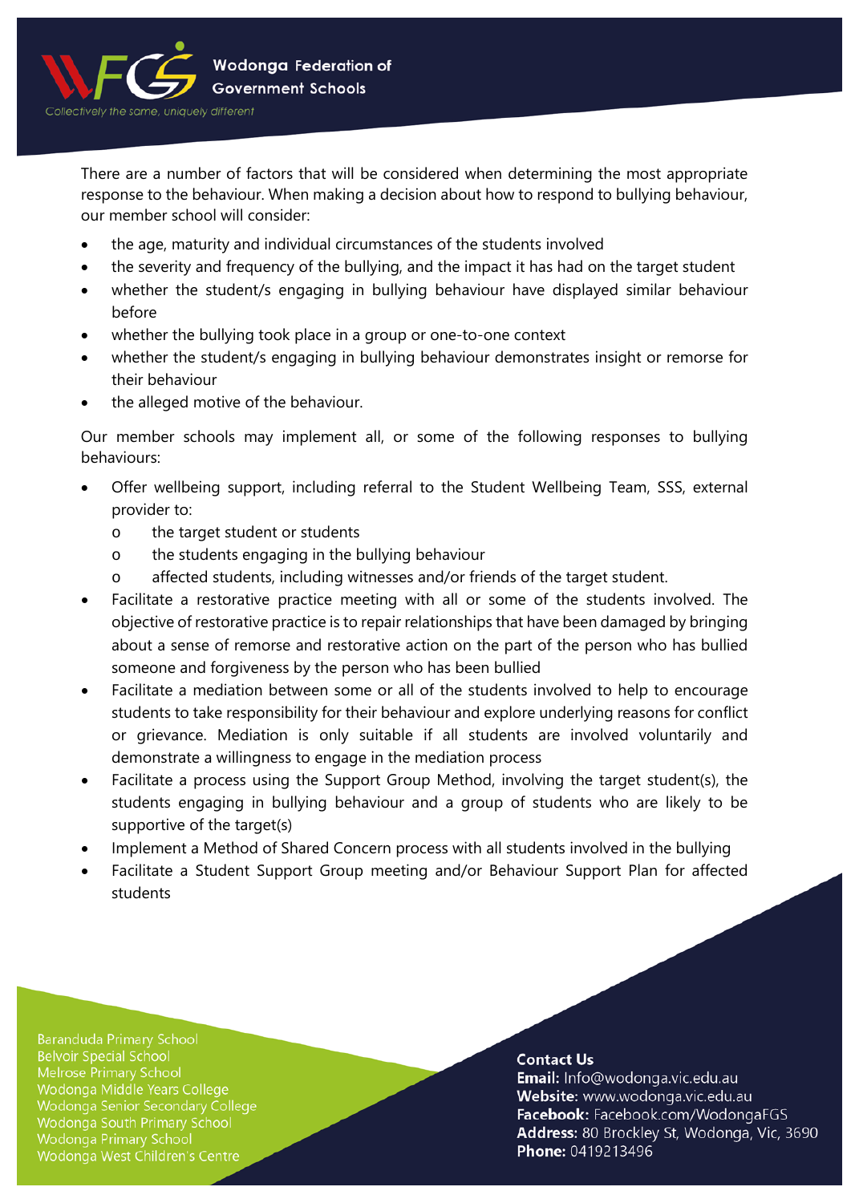There are a number of factors that will be considered when determining the most appropriate response to the behaviour. When making a decision about how to respond to bullying behaviour, our member school will consider:

- the age, maturity and individual circumstances of the students involved
- the severity and frequency of the bullying, and the impact it has had on the target student
- whether the student/s engaging in bullying behaviour have displayed similar behaviour before
- whether the bullying took place in a group or one-to-one context
- whether the student/s engaging in bullying behaviour demonstrates insight or remorse for their behaviour
- the alleged motive of the behaviour.

Our member schools may implement all, or some of the following responses to bullying behaviours:

- Offer wellbeing support, including referral to the Student Wellbeing Team, SSS, external provider to:
  - the target student or students
  - the students engaging in the bullying behaviour
  - affected students, including witnesses and/or friends of the target student.
- Facilitate a restorative practice meeting with all or some of the students involved. The objective of restorative practice is to repair relationships that have been damaged by bringing about a sense of remorse and restorative action on the part of the person who has bullied someone and forgiveness by the person who has been bullied
- Facilitate a mediation between some or all of the students involved to help to encourage students to take responsibility for their behaviour and explore underlying reasons for conflict or grievance. Mediation is only suitable if all students are involved voluntarily and demonstrate a willingness to engage in the mediation process
- Facilitate a process using the Support Group Method, involving the target student(s), the students engaging in bullying behaviour and a group of students who are likely to be supportive of the target(s)
- Implement a Method of Shared Concern process with all students involved in the bullying
- Facilitate a Student Support Group meeting and/or Behaviour Support Plan for affected students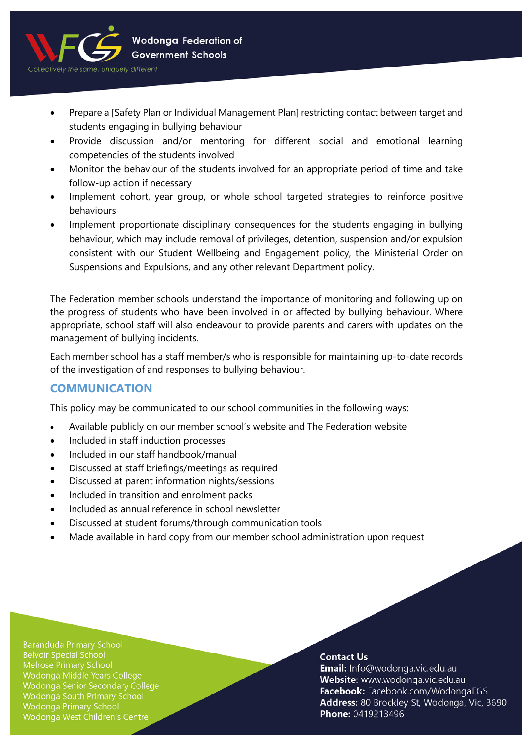- Prepare a [Safety Plan or Individual Management Plan] restricting contact between target and students engaging in bullying behaviour
- Provide discussion and/or mentoring for different social and emotional learning competencies of the students involved
- Monitor the behaviour of the students involved for an appropriate period of time and take follow-up action if necessary
- Implement cohort, year group, or whole school targeted strategies to reinforce positive behaviours
- Implement proportionate disciplinary consequences for the students engaging in bullying behaviour, which may include removal of privileges, detention, suspension and/or expulsion consistent with our Student Wellbeing and Engagement policy, the Ministerial Order on Suspensions and Expulsions, and any other relevant Department policy.

The Federation member schools understand the importance of monitoring and following up on the progress of students who have been involved in or affected by bullying behaviour. Where appropriate, school staff will also endeavour to provide parents and carers with updates on the management of bullying incidents.

Each member school has a staff member/s who is responsible for maintaining up-to-date records of the investigation of and responses to bullying behaviour.

## COMMUNICATION

This policy may be communicated to our school communities in the following ways:

- Available publicly on our member school's website and The Federation website
- Included in staff induction processes
- Included in our staff handbook/manual
- Discussed at staff briefings/meetings as required
- Discussed at parent information nights/sessions
- Included in transition and enrolment packs
- Included as annual reference in school newsletter
- Discussed at student forums/through communication tools
- Made available in hard copy from our member school administration upon request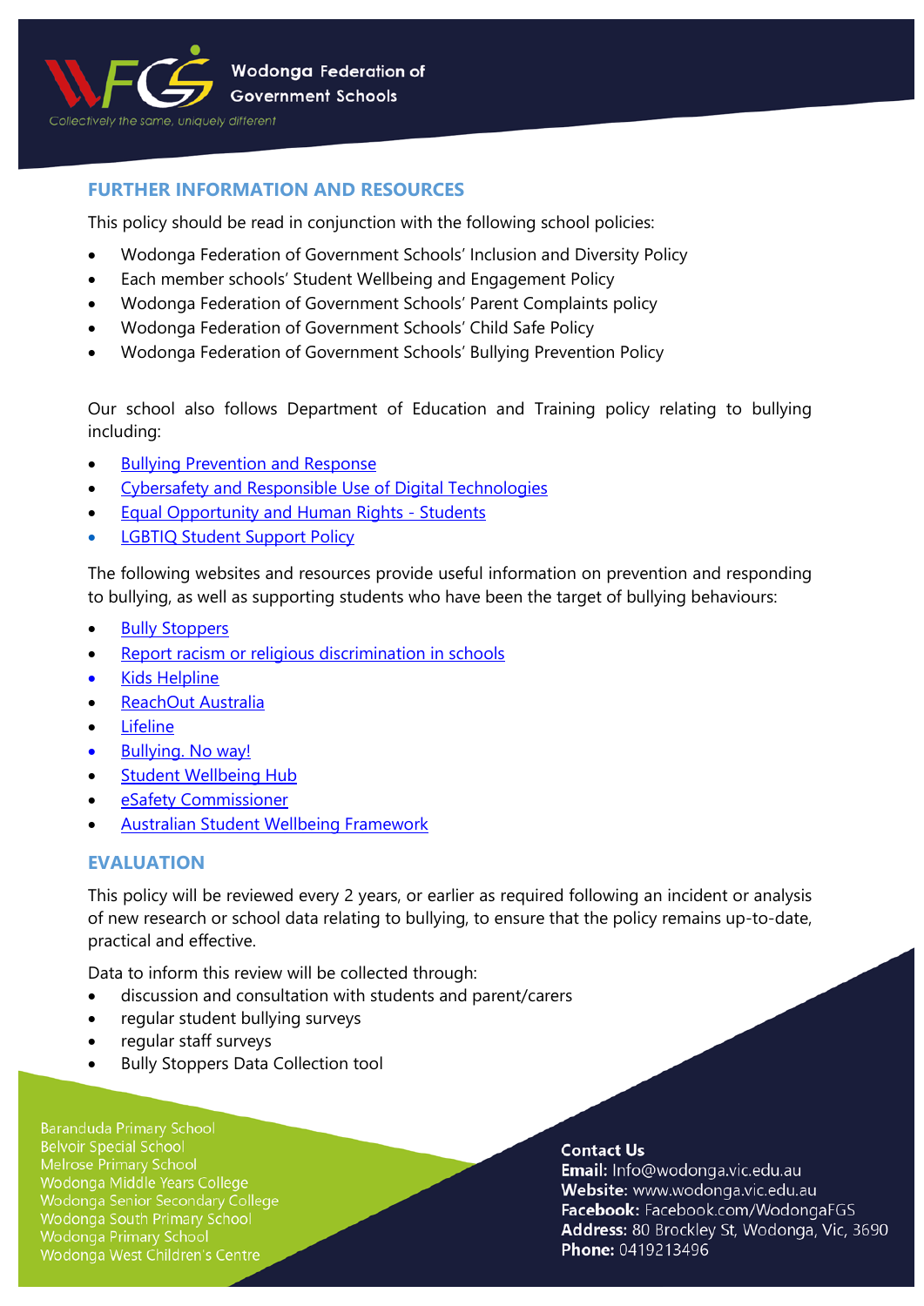## FURTHER INFORMATION AND RESOURCES

This policy should be read in conjunction with the following school policies:

- Wodonga Federation of Government Schools' Inclusion and Diversity Policy
- Each member schools' Student Wellbeing and Engagement Policy
- Wodonga Federation of Government Schools' Parent Complaints policy
- Wodonga Federation of Government Schools' Child Safe Policy
- Wodonga Federation of Government Schools' Bullying Prevention Policy

Our school also follows Department of Education and Training policy relating to bullying including:

- Bullying Prevention and Response
- Cybersafety and Responsible Use of Digital Technologies
- Equal Opportunity and Human Rights - Students
- LGBTIQ Student Support Policy

The following websites and resources provide useful information on prevention and responding to bullying, as well as supporting students who have been the target of bullying behaviours:

- Bully Stoppers
- Report racism or religious discrimination in schools
- Kids Helpline
- ReachOut Australia
- Lifeline
- Bullying. No way!
- Student Wellbeing Hub
- eSafety Commissioner
- Australian Student Wellbeing Framework

## EVALUATION

This policy will be reviewed every 2 years, or earlier as required following an incident or analysis of new research or school data relating to bullying, to ensure that the policy remains up-to-date, practical and effective.

Data to inform this review will be collected through:

- discussion and consultation with students and parent/carers
- regular student bullying surveys
- regular staff surveys
- Bully Stoppers Data Collection tool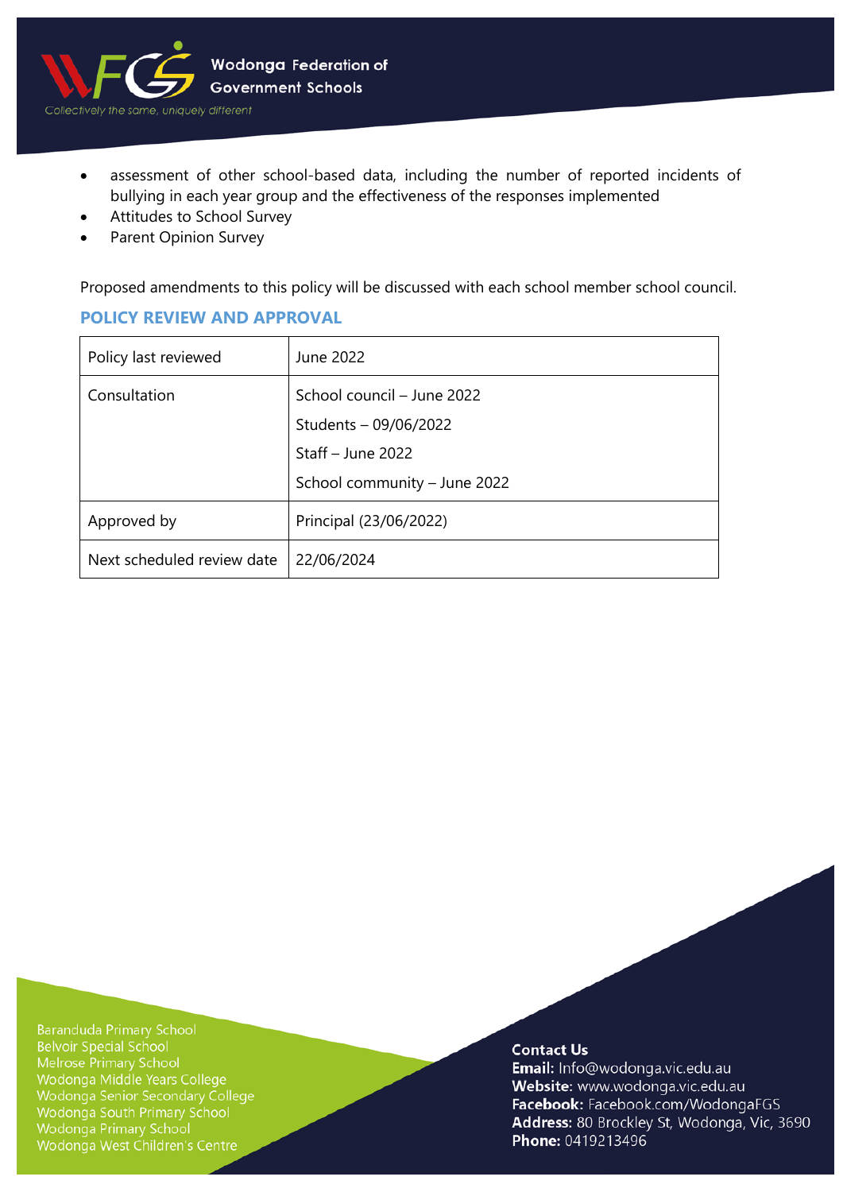- assessment of other school-based data, including the number of reported incidents of bullying in each year group and the effectiveness of the responses implemented
- Attitudes to School Survey
- Parent Opinion Survey

Proposed amendments to this policy will be discussed with each school member school council.

## POLICY REVIEW AND APPROVAL

| | |
|---|---|
| Policy last reviewed | June 2022 |
| Consultation | School council – June 2022<br>Students – 09/06/2022<br>Staff – June 2022<br>School community – June 2022 |
| Approved by | Principal (23/06/2022) |
| Next scheduled review date | 22/06/2024 |